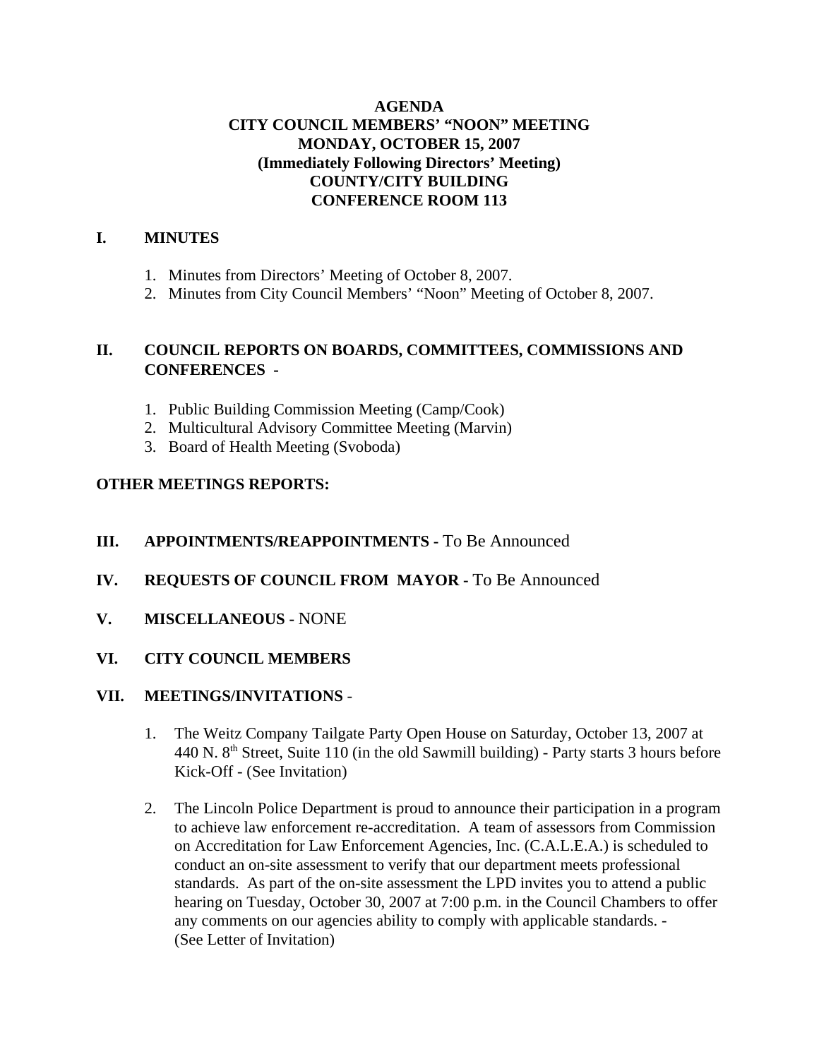# AGENDA
## CITY COUNCIL MEMBERS' "NOON" MEETING
## MONDAY, OCTOBER 15, 2007
## (Immediately Following Directors' Meeting)
## COUNTY/CITY BUILDING
## CONFERENCE ROOM 113

**I. MINUTES**

1. Minutes from Directors' Meeting of October 8, 2007.
2. Minutes from City Council Members' "Noon" Meeting of October 8, 2007.

**II. COUNCIL REPORTS ON BOARDS, COMMITTEES, COMMISSIONS AND CONFERENCES -**

1. Public Building Commission Meeting (Camp/Cook)
2. Multicultural Advisory Committee Meeting (Marvin)
3. Board of Health Meeting (Svoboda)

**OTHER MEETINGS REPORTS:**

**III. APPOINTMENTS/REAPPOINTMENTS -** To Be Announced

**IV. REQUESTS OF COUNCIL FROM MAYOR -** To Be Announced

**V. MISCELLANEOUS -** NONE

**VI. CITY COUNCIL MEMBERS**

**VII. MEETINGS/INVITATIONS -**

1. The Weitz Company Tailgate Party Open House on Saturday, October 13, 2007 at 440 N. 8th Street, Suite 110 (in the old Sawmill building) - Party starts 3 hours before Kick-Off - (See Invitation)

2. The Lincoln Police Department is proud to announce their participation in a program to achieve law enforcement re-accreditation. A team of assessors from Commission on Accreditation for Law Enforcement Agencies, Inc. (C.A.L.E.A.) is scheduled to conduct an on-site assessment to verify that our department meets professional standards. As part of the on-site assessment the LPD invites you to attend a public hearing on Tuesday, October 30, 2007 at 7:00 p.m. in the Council Chambers to offer any comments on our agencies ability to comply with applicable standards. - (See Letter of Invitation)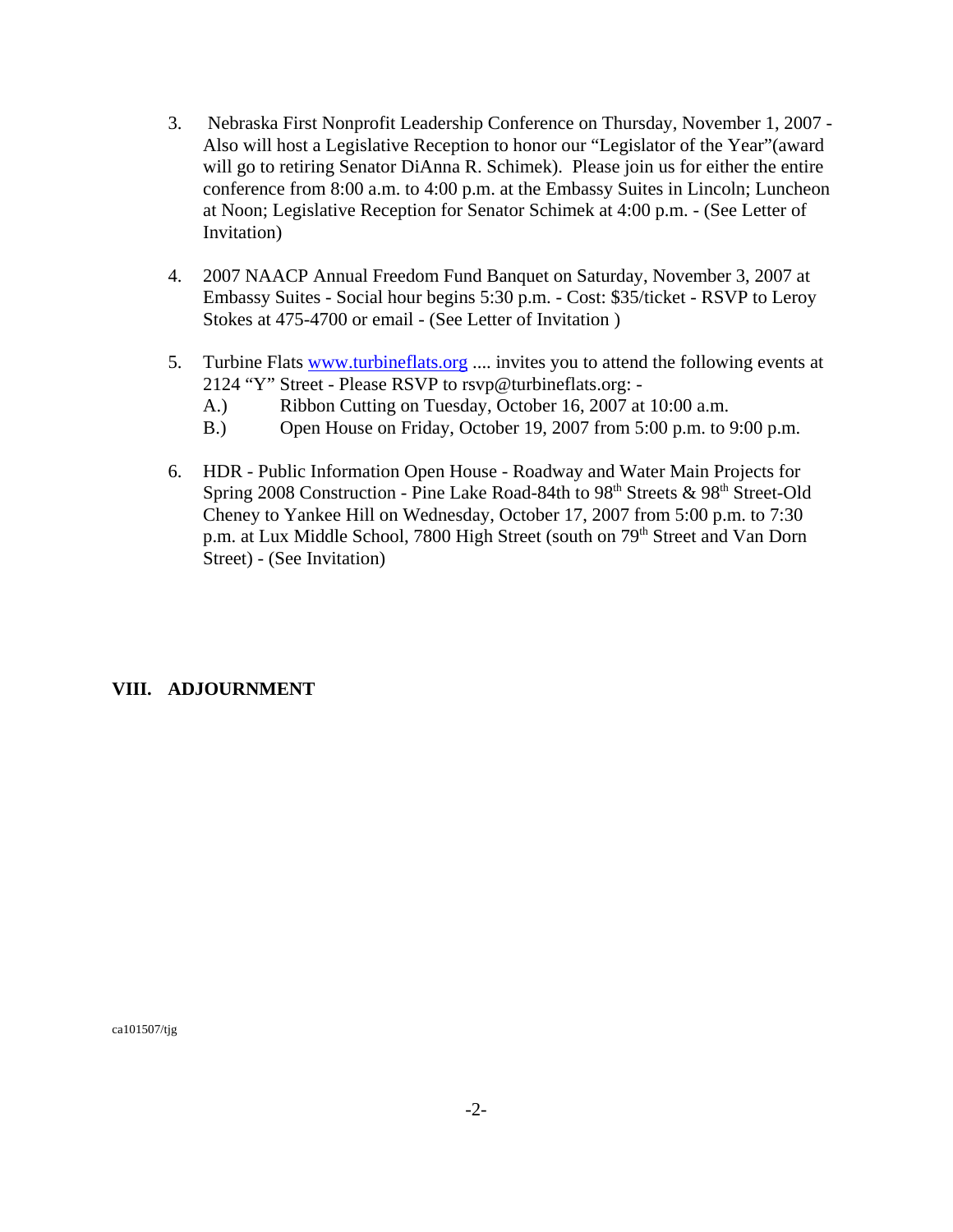3. Nebraska First Nonprofit Leadership Conference on Thursday, November 1, 2007 - Also will host a Legislative Reception to honor our "Legislator of the Year"(award will go to retiring Senator DiAnna R. Schimek). Please join us for either the entire conference from 8:00 a.m. to 4:00 p.m. at the Embassy Suites in Lincoln; Luncheon at Noon; Legislative Reception for Senator Schimek at 4:00 p.m. - (See Letter of Invitation)

4. 2007 NAACP Annual Freedom Fund Banquet on Saturday, November 3, 2007 at Embassy Suites - Social hour begins 5:30 p.m. - Cost: $35/ticket - RSVP to Leroy Stokes at 475-4700 or email - (See Letter of Invitation )

5. Turbine Flats www.turbineflats.org .... invites you to attend the following events at 2124 "Y" Street - Please RSVP to rsvp@turbineflats.org: -
   - A.) Ribbon Cutting on Tuesday, October 16, 2007 at 10:00 a.m.
   - B.) Open House on Friday, October 19, 2007 from 5:00 p.m. to 9:00 p.m.

6. HDR - Public Information Open House - Roadway and Water Main Projects for Spring 2008 Construction - Pine Lake Road-84th to 98th Streets & 98th Street-Old Cheney to Yankee Hill on Wednesday, October 17, 2007 from 5:00 p.m. to 7:30 p.m. at Lux Middle School, 7800 High Street (south on 79th Street and Van Dorn Street) - (See Invitation)

## VIII. ADJOURNMENT

ca101507/tjg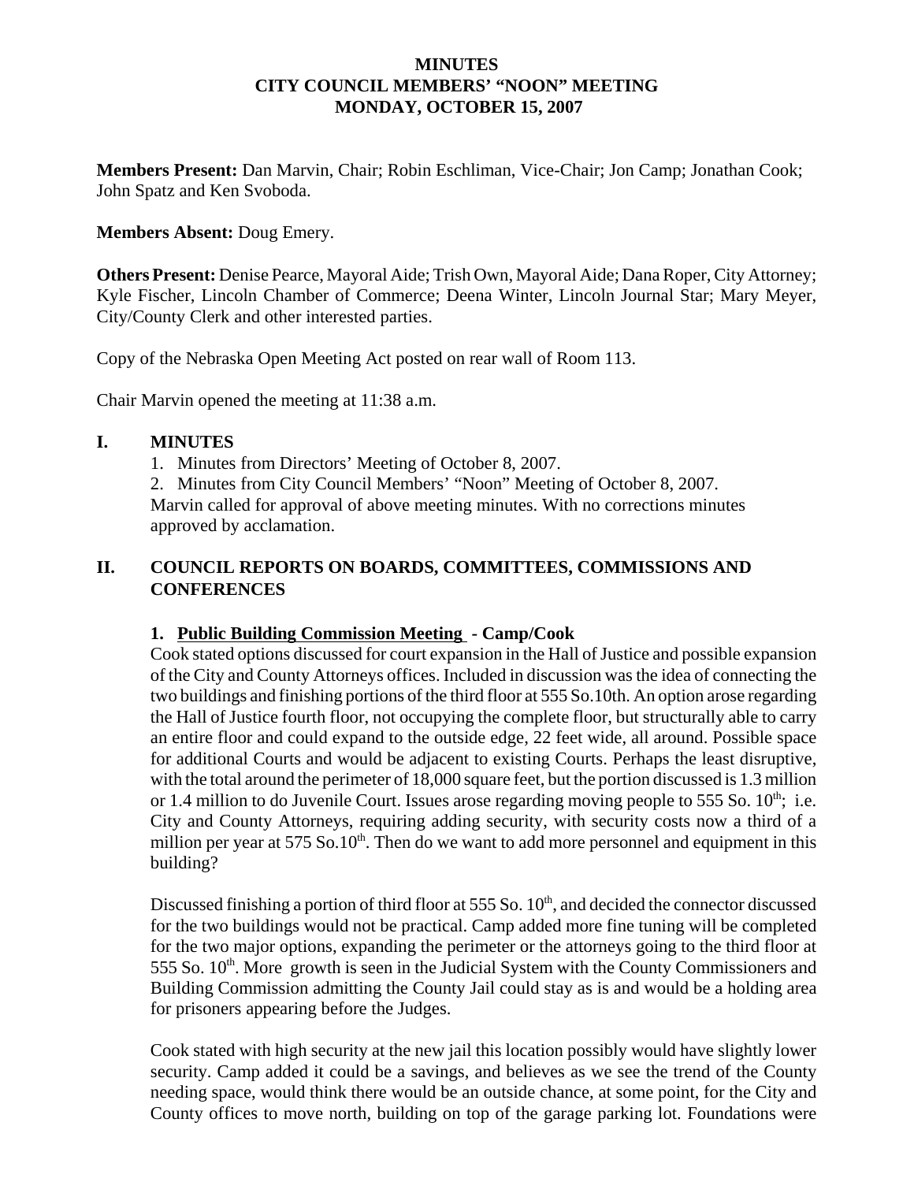**MINUTES**
**CITY COUNCIL MEMBERS' "NOON" MEETING**
**MONDAY, OCTOBER 15, 2007**

**Members Present:** Dan Marvin, Chair; Robin Eschliman, Vice-Chair; Jon Camp; Jonathan Cook; John Spatz and Ken Svoboda.

**Members Absent:** Doug Emery.

**Others Present:** Denise Pearce, Mayoral Aide; Trish Own, Mayoral Aide; Dana Roper, City Attorney; Kyle Fischer, Lincoln Chamber of Commerce; Deena Winter, Lincoln Journal Star; Mary Meyer, City/County Clerk and other interested parties.

Copy of the Nebraska Open Meeting Act posted on rear wall of Room 113.

Chair Marvin opened the meeting at 11:38 a.m.

## I. MINUTES

1. Minutes from Directors' Meeting of October 8, 2007.
2. Minutes from City Council Members' "Noon" Meeting of October 8, 2007.

Marvin called for approval of above meeting minutes. With no corrections minutes approved by acclamation.

## II. COUNCIL REPORTS ON BOARDS, COMMITTEES, COMMISSIONS AND CONFERENCES

### 1. Public Building Commission Meeting - Camp/Cook

Cook stated options discussed for court expansion in the Hall of Justice and possible expansion of the City and County Attorneys offices. Included in discussion was the idea of connecting the two buildings and finishing portions of the third floor at 555 So.10th. An option arose regarding the Hall of Justice fourth floor, not occupying the complete floor, but structurally able to carry an entire floor and could expand to the outside edge, 22 feet wide, all around. Possible space for additional Courts and would be adjacent to existing Courts. Perhaps the least disruptive, with the total around the perimeter of 18,000 square feet, but the portion discussed is 1.3 million or 1.4 million to do Juvenile Court. Issues arose regarding moving people to 555 So. 10th; i.e. City and County Attorneys, requiring adding security, with security costs now a third of a million per year at 575 So.10th. Then do we want to add more personnel and equipment in this building?

Discussed finishing a portion of third floor at 555 So. 10th, and decided the connector discussed for the two buildings would not be practical. Camp added more fine tuning will be completed for the two major options, expanding the perimeter or the attorneys going to the third floor at 555 So. 10th. More growth is seen in the Judicial System with the County Commissioners and Building Commission admitting the County Jail could stay as is and would be a holding area for prisoners appearing before the Judges.

Cook stated with high security at the new jail this location possibly would have slightly lower security. Camp added it could be a savings, and believes as we see the trend of the County needing space, would think there would be an outside chance, at some point, for the City and County offices to move north, building on top of the garage parking lot. Foundations were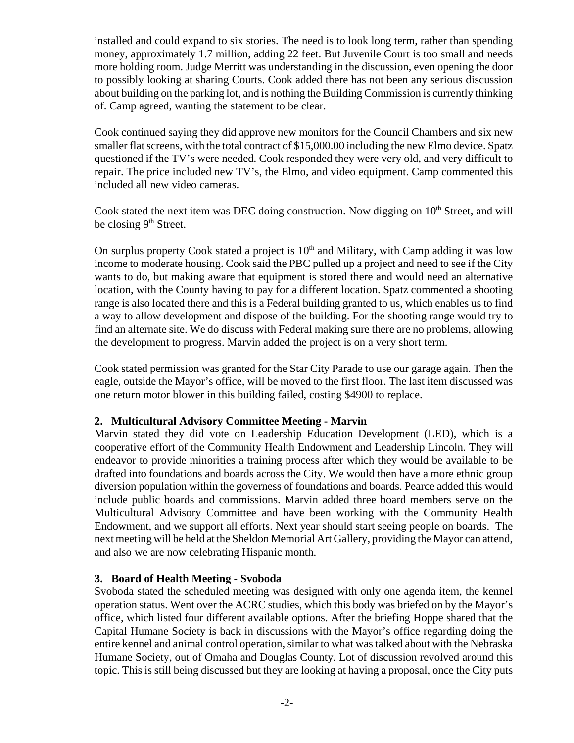installed and could expand to six stories. The need is to look long term, rather than spending money, approximately 1.7 million, adding 22 feet. But Juvenile Court is too small and needs more holding room. Judge Merritt was understanding in the discussion, even opening the door to possibly looking at sharing Courts. Cook added there has not been any serious discussion about building on the parking lot, and is nothing the Building Commission is currently thinking of. Camp agreed, wanting the statement to be clear.

Cook continued saying they did approve new monitors for the Council Chambers and six new smaller flat screens, with the total contract of $15,000.00 including the new Elmo device. Spatz questioned if the TV's were needed. Cook responded they were very old, and very difficult to repair. The price included new TV's, the Elmo, and video equipment. Camp commented this included all new video cameras.

Cook stated the next item was DEC doing construction. Now digging on 10th Street, and will be closing 9th Street.

On surplus property Cook stated a project is 10th and Military, with Camp adding it was low income to moderate housing. Cook said the PBC pulled up a project and need to see if the City wants to do, but making aware that equipment is stored there and would need an alternative location, with the County having to pay for a different location. Spatz commented a shooting range is also located there and this is a Federal building granted to us, which enables us to find a way to allow development and dispose of the building. For the shooting range would try to find an alternate site. We do discuss with Federal making sure there are no problems, allowing the development to progress. Marvin added the project is on a very short term.

Cook stated permission was granted for the Star City Parade to use our garage again. Then the eagle, outside the Mayor's office, will be moved to the first floor. The last item discussed was one return motor blower in this building failed, costing $4900 to replace.

**2. <u>Multicultural Advisory Committee Meeting</u> - Marvin**

Marvin stated they did vote on Leadership Education Development (LED), which is a cooperative effort of the Community Health Endowment and Leadership Lincoln. They will endeavor to provide minorities a training process after which they would be available to be drafted into foundations and boards across the City. We would then have a more ethnic group diversion population within the governess of foundations and boards. Pearce added this would include public boards and commissions. Marvin added three board members serve on the Multicultural Advisory Committee and have been working with the Community Health Endowment, and we support all efforts. Next year should start seeing people on boards. The next meeting will be held at the Sheldon Memorial Art Gallery, providing the Mayor can attend, and also we are now celebrating Hispanic month.

**3. Board of Health Meeting - Svoboda**

Svoboda stated the scheduled meeting was designed with only one agenda item, the kennel operation status. Went over the ACRC studies, which this body was briefed on by the Mayor's office, which listed four different available options. After the briefing Hoppe shared that the Capital Humane Society is back in discussions with the Mayor's office regarding doing the entire kennel and animal control operation, similar to what was talked about with the Nebraska Humane Society, out of Omaha and Douglas County. Lot of discussion revolved around this topic. This is still being discussed but they are looking at having a proposal, once the City puts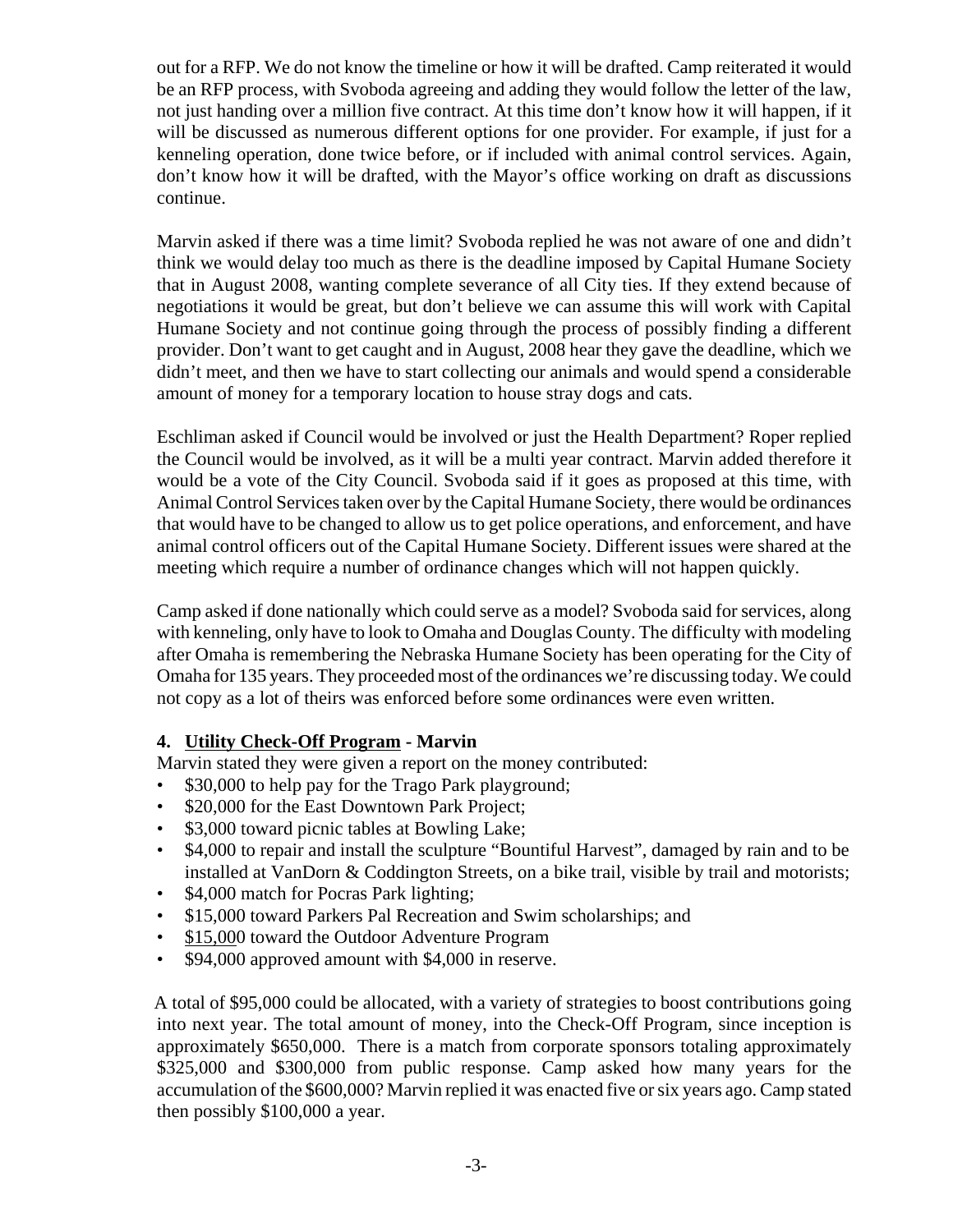out for a RFP. We do not know the timeline or how it will be drafted. Camp reiterated it would be an RFP process, with Svoboda agreeing and adding they would follow the letter of the law, not just handing over a million five contract. At this time don't know how it will happen, if it will be discussed as numerous different options for one provider. For example, if just for a kenneling operation, done twice before, or if included with animal control services. Again, don't know how it will be drafted, with the Mayor's office working on draft as discussions continue.

Marvin asked if there was a time limit? Svoboda replied he was not aware of one and didn't think we would delay too much as there is the deadline imposed by Capital Humane Society that in August 2008, wanting complete severance of all City ties. If they extend because of negotiations it would be great, but don't believe we can assume this will work with Capital Humane Society and not continue going through the process of possibly finding a different provider. Don't want to get caught and in August, 2008 hear they gave the deadline, which we didn't meet, and then we have to start collecting our animals and would spend a considerable amount of money for a temporary location to house stray dogs and cats.

Eschliman asked if Council would be involved or just the Health Department? Roper replied the Council would be involved, as it will be a multi year contract. Marvin added therefore it would be a vote of the City Council. Svoboda said if it goes as proposed at this time, with Animal Control Services taken over by the Capital Humane Society, there would be ordinances that would have to be changed to allow us to get police operations, and enforcement, and have animal control officers out of the Capital Humane Society. Different issues were shared at the meeting which require a number of ordinance changes which will not happen quickly.

Camp asked if done nationally which could serve as a model? Svoboda said for services, along with kenneling, only have to look to Omaha and Douglas County. The difficulty with modeling after Omaha is remembering the Nebraska Humane Society has been operating for the City of Omaha for 135 years. They proceeded most of the ordinances we're discussing today. We could not copy as a lot of theirs was enforced before some ordinances were even written.

**4. Utility Check-Off Program - Marvin**

Marvin stated they were given a report on the money contributed:

- \$30,000 to help pay for the Trago Park playground;
- \$20,000 for the East Downtown Park Project;
- \$3,000 toward picnic tables at Bowling Lake;
- \$4,000 to repair and install the sculpture "Bountiful Harvest", damaged by rain and to be installed at VanDorn & Coddington Streets, on a bike trail, visible by trail and motorists;
- \$4,000 match for Pocras Park lighting;
- \$15,000 toward Parkers Pal Recreation and Swim scholarships; and
- \$15,000 toward the Outdoor Adventure Program
- \$94,000 approved amount with \$4,000 in reserve.

A total of \$95,000 could be allocated, with a variety of strategies to boost contributions going into next year. The total amount of money, into the Check-Off Program, since inception is approximately \$650,000. There is a match from corporate sponsors totaling approximately \$325,000 and \$300,000 from public response. Camp asked how many years for the accumulation of the \$600,000? Marvin replied it was enacted five or six years ago. Camp stated then possibly \$100,000 a year.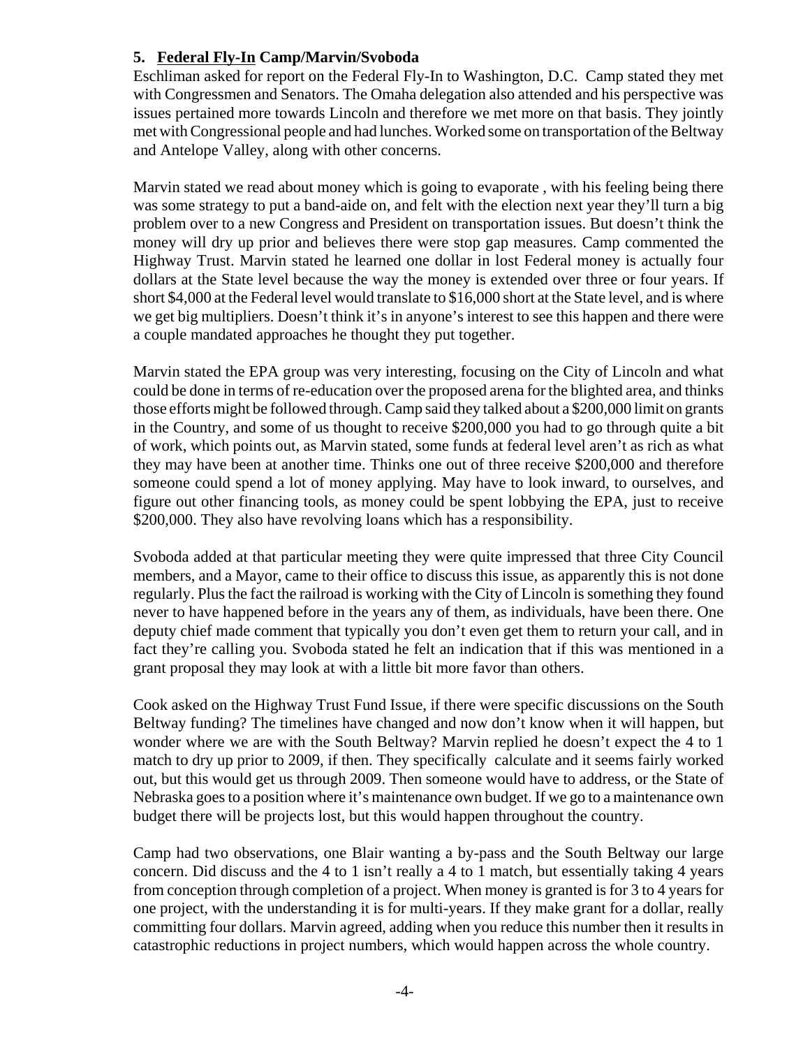**5. <u>Federal Fly-In</u> Camp/Marvin/Svoboda**

Eschliman asked for report on the Federal Fly-In to Washington, D.C. Camp stated they met with Congressmen and Senators. The Omaha delegation also attended and his perspective was issues pertained more towards Lincoln and therefore we met more on that basis. They jointly met with Congressional people and had lunches. Worked some on transportation of the Beltway and Antelope Valley, along with other concerns.

Marvin stated we read about money which is going to evaporate , with his feeling being there was some strategy to put a band-aide on, and felt with the election next year they'll turn a big problem over to a new Congress and President on transportation issues. But doesn't think the money will dry up prior and believes there were stop gap measures. Camp commented the Highway Trust. Marvin stated he learned one dollar in lost Federal money is actually four dollars at the State level because the way the money is extended over three or four years. If short $4,000 at the Federal level would translate to $16,000 short at the State level, and is where we get big multipliers. Doesn't think it's in anyone's interest to see this happen and there were a couple mandated approaches he thought they put together.

Marvin stated the EPA group was very interesting, focusing on the City of Lincoln and what could be done in terms of re-education over the proposed arena for the blighted area, and thinks those efforts might be followed through. Camp said they talked about a $200,000 limit on grants in the Country, and some of us thought to receive $200,000 you had to go through quite a bit of work, which points out, as Marvin stated, some funds at federal level aren't as rich as what they may have been at another time. Thinks one out of three receive $200,000 and therefore someone could spend a lot of money applying. May have to look inward, to ourselves, and figure out other financing tools, as money could be spent lobbying the EPA, just to receive $200,000. They also have revolving loans which has a responsibility.

Svoboda added at that particular meeting they were quite impressed that three City Council members, and a Mayor, came to their office to discuss this issue, as apparently this is not done regularly. Plus the fact the railroad is working with the City of Lincoln is something they found never to have happened before in the years any of them, as individuals, have been there. One deputy chief made comment that typically you don't even get them to return your call, and in fact they're calling you. Svoboda stated he felt an indication that if this was mentioned in a grant proposal they may look at with a little bit more favor than others.

Cook asked on the Highway Trust Fund Issue, if there were specific discussions on the South Beltway funding? The timelines have changed and now don't know when it will happen, but wonder where we are with the South Beltway? Marvin replied he doesn't expect the 4 to 1 match to dry up prior to 2009, if then. They specifically calculate and it seems fairly worked out, but this would get us through 2009. Then someone would have to address, or the State of Nebraska goes to a position where it's maintenance own budget. If we go to a maintenance own budget there will be projects lost, but this would happen throughout the country.

Camp had two observations, one Blair wanting a by-pass and the South Beltway our large concern. Did discuss and the 4 to 1 isn't really a 4 to 1 match, but essentially taking 4 years from conception through completion of a project. When money is granted is for 3 to 4 years for one project, with the understanding it is for multi-years. If they make grant for a dollar, really committing four dollars. Marvin agreed, adding when you reduce this number then it results in catastrophic reductions in project numbers, which would happen across the whole country.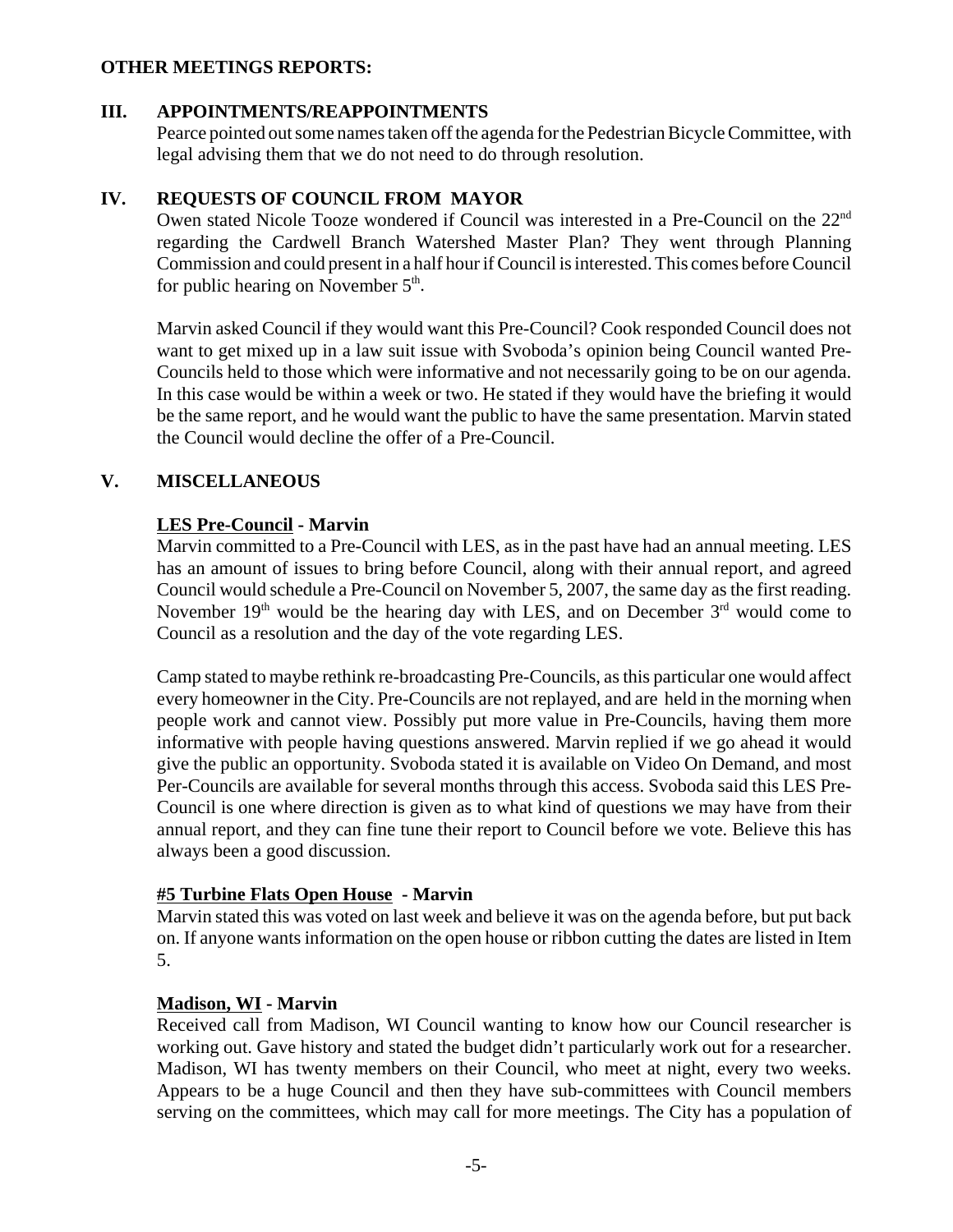**OTHER MEETINGS REPORTS:**

## III. APPOINTMENTS/REAPPOINTMENTS

Pearce pointed out some names taken off the agenda for the Pedestrian Bicycle Committee, with legal advising them that we do not need to do through resolution.

## IV. REQUESTS OF COUNCIL FROM MAYOR

Owen stated Nicole Tooze wondered if Council was interested in a Pre-Council on the 22nd regarding the Cardwell Branch Watershed Master Plan? They went through Planning Commission and could present in a half hour if Council is interested. This comes before Council for public hearing on November 5th.

Marvin asked Council if they would want this Pre-Council? Cook responded Council does not want to get mixed up in a law suit issue with Svoboda's opinion being Council wanted Pre-Councils held to those which were informative and not necessarily going to be on our agenda. In this case would be within a week or two. He stated if they would have the briefing it would be the same report, and he would want the public to have the same presentation. Marvin stated the Council would decline the offer of a Pre-Council.

## V. MISCELLANEOUS

**<u>LES Pre-Council</u> - Marvin**

Marvin committed to a Pre-Council with LES, as in the past have had an annual meeting. LES has an amount of issues to bring before Council, along with their annual report, and agreed Council would schedule a Pre-Council on November 5, 2007, the same day as the first reading. November 19th would be the hearing day with LES, and on December 3rd would come to Council as a resolution and the day of the vote regarding LES.

Camp stated to maybe rethink re-broadcasting Pre-Councils, as this particular one would affect every homeowner in the City. Pre-Councils are not replayed, and are held in the morning when people work and cannot view. Possibly put more value in Pre-Councils, having them more informative with people having questions answered. Marvin replied if we go ahead it would give the public an opportunity. Svoboda stated it is available on Video On Demand, and most Per-Councils are available for several months through this access. Svoboda said this LES Pre-Council is one where direction is given as to what kind of questions we may have from their annual report, and they can fine tune their report to Council before we vote. Believe this has always been a good discussion.

**<u>#5 Turbine Flats Open House</u> - Marvin**

Marvin stated this was voted on last week and believe it was on the agenda before, but put back on. If anyone wants information on the open house or ribbon cutting the dates are listed in Item 5.

**<u>Madison, WI</u> - Marvin**

Received call from Madison, WI Council wanting to know how our Council researcher is working out. Gave history and stated the budget didn't particularly work out for a researcher. Madison, WI has twenty members on their Council, who meet at night, every two weeks. Appears to be a huge Council and then they have sub-committees with Council members serving on the committees, which may call for more meetings. The City has a population of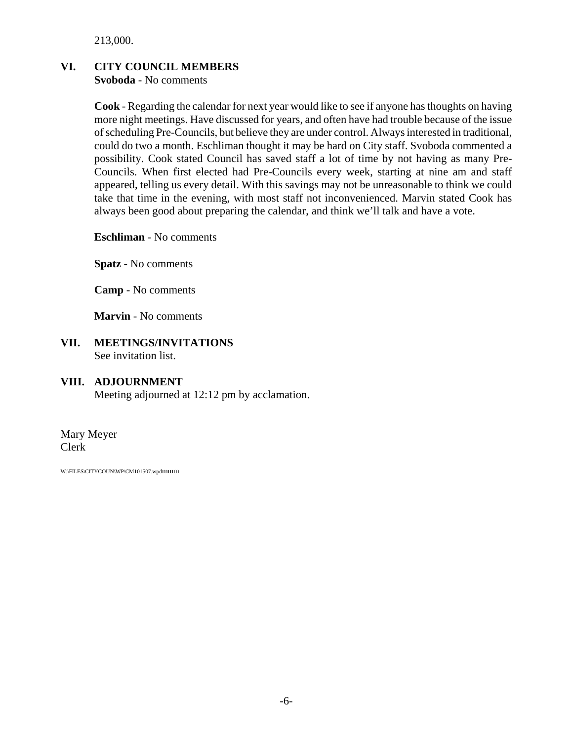213,000.

## VI. CITY COUNCIL MEMBERS

**Svoboda** - No comments

**Cook** - Regarding the calendar for next year would like to see if anyone has thoughts on having more night meetings. Have discussed for years, and often have had trouble because of the issue of scheduling Pre-Councils, but believe they are under control. Always interested in traditional, could do two a month. Eschliman thought it may be hard on City staff. Svoboda commented a possibility. Cook stated Council has saved staff a lot of time by not having as many Pre-Councils. When first elected had Pre-Councils every week, starting at nine am and staff appeared, telling us every detail. With this savings may not be unreasonable to think we could take that time in the evening, with most staff not inconvenienced. Marvin stated Cook has always been good about preparing the calendar, and think we'll talk and have a vote.

**Eschliman** - No comments

**Spatz** - No comments

**Camp** - No comments

**Marvin** - No comments

## VII. MEETINGS/INVITATIONS

See invitation list.

## VIII. ADJOURNMENT

Meeting adjourned at 12:12 pm by acclamation.

Mary Meyer
Clerk

W:\FILES\CITYCOUN\WP\CM101507.wpdmmm